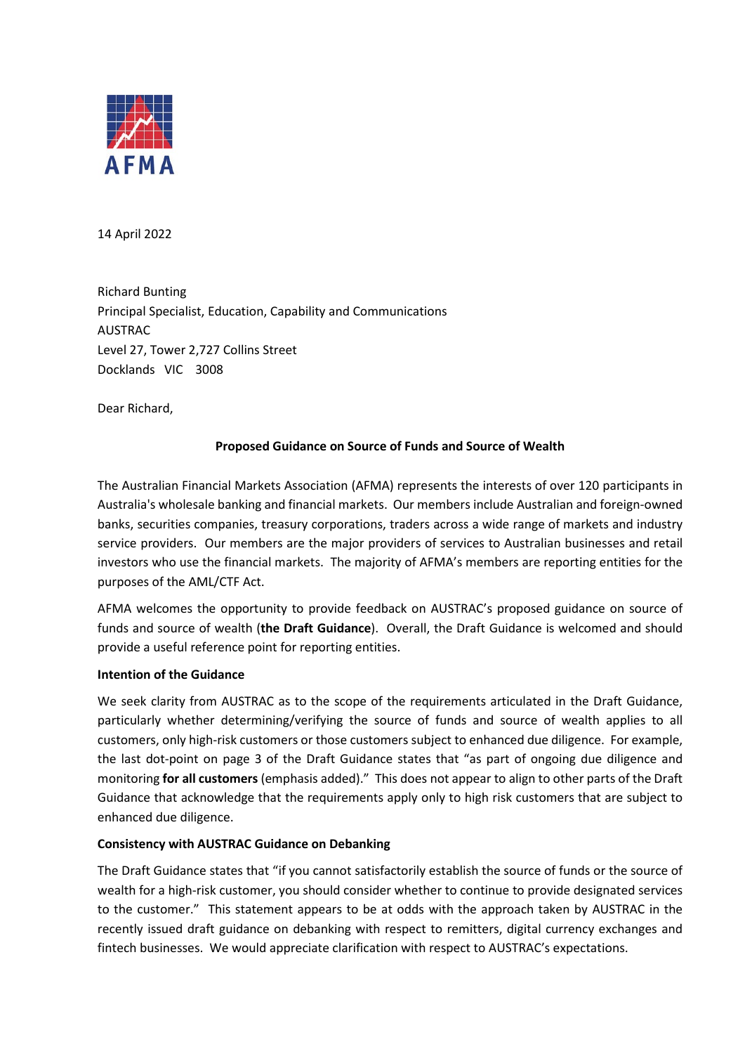AFMA

14 April 2022

Richard Bunting
Principal Specialist, Education, Capability and Communications
AUSTRAC
Level 27, Tower 2,727 Collins Street
Docklands VIC 3008

Dear Richard,

**Proposed Guidance on Source of Funds and Source of Wealth**

The Australian Financial Markets Association (AFMA) represents the interests of over 120 participants in Australia's wholesale banking and financial markets. Our members include Australian and foreign-owned banks, securities companies, treasury corporations, traders across a wide range of markets and industry service providers. Our members are the major providers of services to Australian businesses and retail investors who use the financial markets. The majority of AFMA's members are reporting entities for the purposes of the AML/CTF Act.

AFMA welcomes the opportunity to provide feedback on AUSTRAC's proposed guidance on source of funds and source of wealth (**the Draft Guidance**). Overall, the Draft Guidance is welcomed and should provide a useful reference point for reporting entities.

**Intention of the Guidance**

We seek clarity from AUSTRAC as to the scope of the requirements articulated in the Draft Guidance, particularly whether determining/verifying the source of funds and source of wealth applies to all customers, only high-risk customers or those customers subject to enhanced due diligence. For example, the last dot-point on page 3 of the Draft Guidance states that "as part of ongoing due diligence and monitoring **for all customers** (emphasis added)." This does not appear to align to other parts of the Draft Guidance that acknowledge that the requirements apply only to high risk customers that are subject to enhanced due diligence.

**Consistency with AUSTRAC Guidance on Debanking**

The Draft Guidance states that "if you cannot satisfactorily establish the source of funds or the source of wealth for a high-risk customer, you should consider whether to continue to provide designated services to the customer." This statement appears to be at odds with the approach taken by AUSTRAC in the recently issued draft guidance on debanking with respect to remitters, digital currency exchanges and fintech businesses. We would appreciate clarification with respect to AUSTRAC's expectations.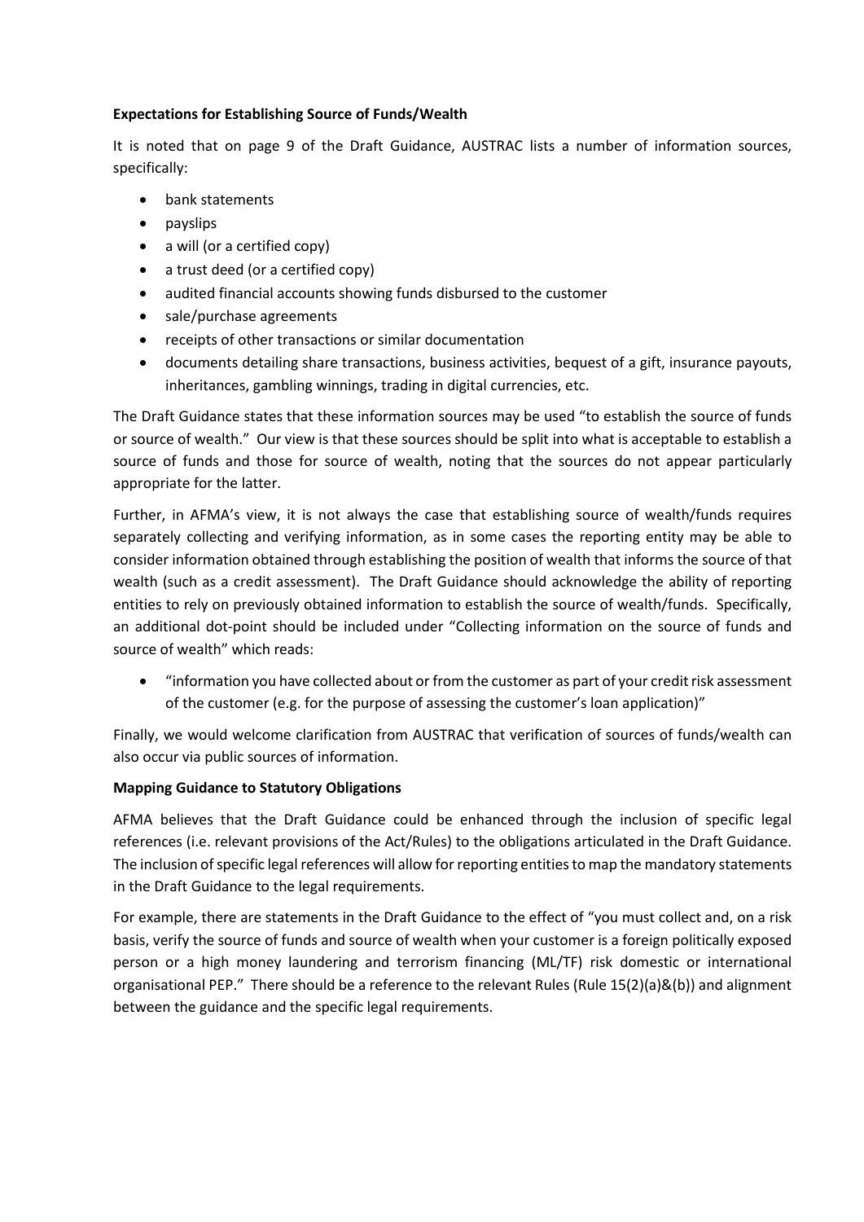**Expectations for Establishing Source of Funds/Wealth**

It is noted that on page 9 of the Draft Guidance, AUSTRAC lists a number of information sources, specifically:

- bank statements
- payslips
- a will (or a certified copy)
- a trust deed (or a certified copy)
- audited financial accounts showing funds disbursed to the customer
- sale/purchase agreements
- receipts of other transactions or similar documentation
- documents detailing share transactions, business activities, bequest of a gift, insurance payouts, inheritances, gambling winnings, trading in digital currencies, etc.

The Draft Guidance states that these information sources may be used "to establish the source of funds or source of wealth." Our view is that these sources should be split into what is acceptable to establish a source of funds and those for source of wealth, noting that the sources do not appear particularly appropriate for the latter.

Further, in AFMA's view, it is not always the case that establishing source of wealth/funds requires separately collecting and verifying information, as in some cases the reporting entity may be able to consider information obtained through establishing the position of wealth that informs the source of that wealth (such as a credit assessment). The Draft Guidance should acknowledge the ability of reporting entities to rely on previously obtained information to establish the source of wealth/funds. Specifically, an additional dot-point should be included under "Collecting information on the source of funds and source of wealth" which reads:

- "information you have collected about or from the customer as part of your credit risk assessment of the customer (e.g. for the purpose of assessing the customer's loan application)"

Finally, we would welcome clarification from AUSTRAC that verification of sources of funds/wealth can also occur via public sources of information.

**Mapping Guidance to Statutory Obligations**

AFMA believes that the Draft Guidance could be enhanced through the inclusion of specific legal references (i.e. relevant provisions of the Act/Rules) to the obligations articulated in the Draft Guidance. The inclusion of specific legal references will allow for reporting entities to map the mandatory statements in the Draft Guidance to the legal requirements.

For example, there are statements in the Draft Guidance to the effect of "you must collect and, on a risk basis, verify the source of funds and source of wealth when your customer is a foreign politically exposed person or a high money laundering and terrorism financing (ML/TF) risk domestic or international organisational PEP." There should be a reference to the relevant Rules (Rule 15(2)(a)&(b)) and alignment between the guidance and the specific legal requirements.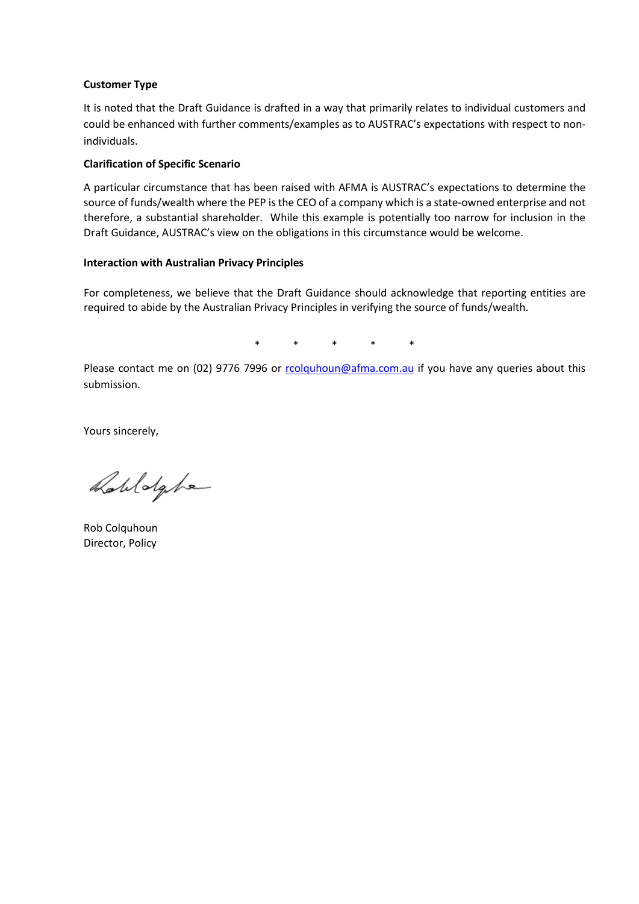**Customer Type**

It is noted that the Draft Guidance is drafted in a way that primarily relates to individual customers and could be enhanced with further comments/examples as to AUSTRAC's expectations with respect to non-individuals.

**Clarification of Specific Scenario**

A particular circumstance that has been raised with AFMA is AUSTRAC's expectations to determine the source of funds/wealth where the PEP is the CEO of a company which is a state-owned enterprise and not therefore, a substantial shareholder. While this example is potentially too narrow for inclusion in the Draft Guidance, AUSTRAC's view on the obligations in this circumstance would be welcome.

**Interaction with Australian Privacy Principles**

For completeness, we believe that the Draft Guidance should acknowledge that reporting entities are required to abide by the Australian Privacy Principles in verifying the source of funds/wealth.

\* \* \* \* \*

Please contact me on (02) 9776 7996 or rcolquhoun@afma.com.au if you have any queries about this submission.

Yours sincerely,

Rob Colquhoun
Director, Policy